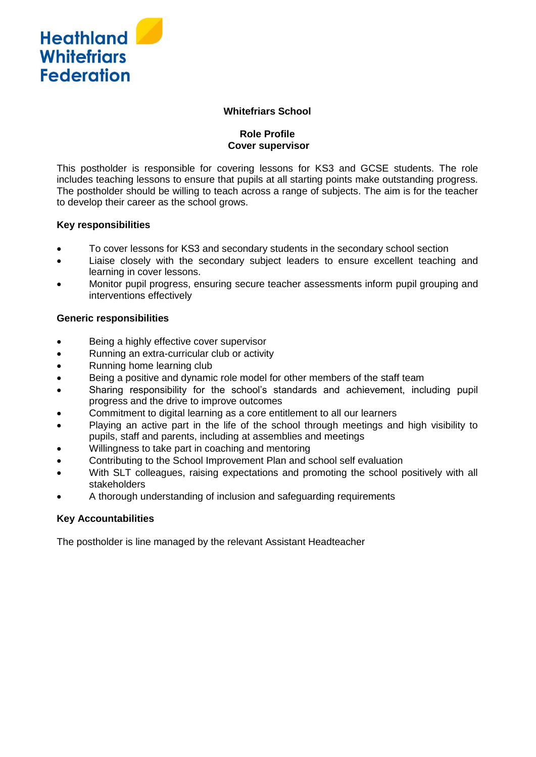Heathland Whitefriars Federation

**Whitefriars School**

**Role Profile**
**Cover supervisor**

This postholder is responsible for covering lessons for KS3 and GCSE students. The role includes teaching lessons to ensure that pupils at all starting points make outstanding progress. The postholder should be willing to teach across a range of subjects. The aim is for the teacher to develop their career as the school grows.

**Key responsibilities**

- To cover lessons for KS3 and secondary students in the secondary school section
- Liaise closely with the secondary subject leaders to ensure excellent teaching and learning in cover lessons.
- Monitor pupil progress, ensuring secure teacher assessments inform pupil grouping and interventions effectively

**Generic responsibilities**

- Being a highly effective cover supervisor
- Running an extra-curricular club or activity
- Running home learning club
- Being a positive and dynamic role model for other members of the staff team
- Sharing responsibility for the school's standards and achievement, including pupil progress and the drive to improve outcomes
- Commitment to digital learning as a core entitlement to all our learners
- Playing an active part in the life of the school through meetings and high visibility to pupils, staff and parents, including at assemblies and meetings
- Willingness to take part in coaching and mentoring
- Contributing to the School Improvement Plan and school self evaluation
- With SLT colleagues, raising expectations and promoting the school positively with all stakeholders
- A thorough understanding of inclusion and safeguarding requirements

**Key Accountabilities**

The postholder is line managed by the relevant Assistant Headteacher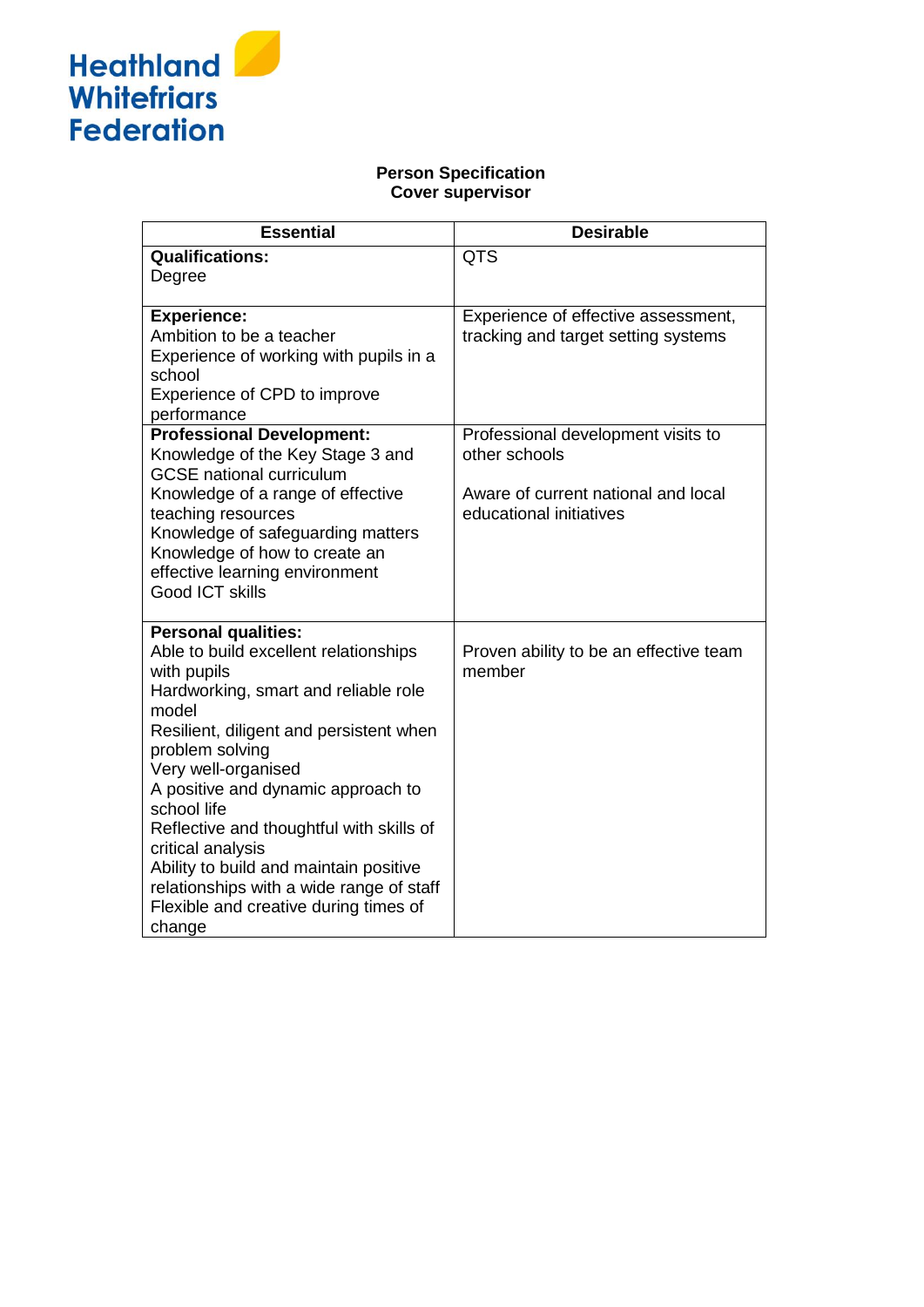Heathland Whitefriars Federation

**Person Specification**
**Cover supervisor**

| Essential | Desirable |
|---|---|
| **Qualifications:**<br>Degree | QTS |
| **Experience:**<br>Ambition to be a teacher<br>Experience of working with pupils in a school<br>Experience of CPD to improve performance | Experience of effective assessment, tracking and target setting systems |
| **Professional Development:**<br>Knowledge of the Key Stage 3 and GCSE national curriculum<br>Knowledge of a range of effective teaching resources<br>Knowledge of safeguarding matters<br>Knowledge of how to create an effective learning environment<br>Good ICT skills | Professional development visits to other schools<br><br>Aware of current national and local educational initiatives |
| **Personal qualities:**<br>Able to build excellent relationships with pupils<br>Hardworking, smart and reliable role model<br>Resilient, diligent and persistent when problem solving<br>Very well-organised<br>A positive and dynamic approach to school life<br>Reflective and thoughtful with skills of critical analysis<br>Ability to build and maintain positive relationships with a wide range of staff<br>Flexible and creative during times of change | Proven ability to be an effective team member |